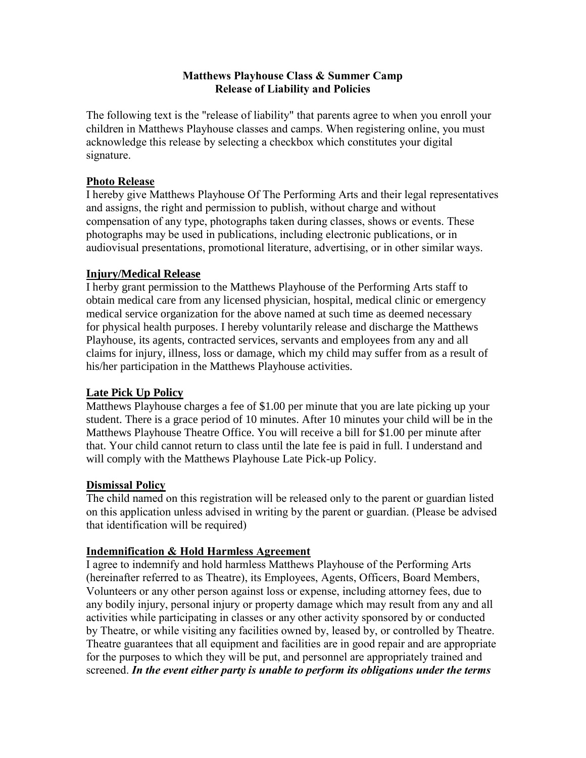# Matthews Playhouse Class & Summer Camp
## Release of Liability and Policies

The following text is the "release of liability" that parents agree to when you enroll your children in Matthews Playhouse classes and camps. When registering online, you must acknowledge this release by selecting a checkbox which constitutes your digital signature.

### Photo Release

I hereby give Matthews Playhouse Of The Performing Arts and their legal representatives and assigns, the right and permission to publish, without charge and without compensation of any type, photographs taken during classes, shows or events. These photographs may be used in publications, including electronic publications, or in audiovisual presentations, promotional literature, advertising, or in other similar ways.

### Injury/Medical Release

I herby grant permission to the Matthews Playhouse of the Performing Arts staff to obtain medical care from any licensed physician, hospital, medical clinic or emergency medical service organization for the above named at such time as deemed necessary for physical health purposes. I hereby voluntarily release and discharge the Matthews Playhouse, its agents, contracted services, servants and employees from any and all claims for injury, illness, loss or damage, which my child may suffer from as a result of his/her participation in the Matthews Playhouse activities.

### Late Pick Up Policy

Matthews Playhouse charges a fee of $1.00 per minute that you are late picking up your student. There is a grace period of 10 minutes. After 10 minutes your child will be in the Matthews Playhouse Theatre Office. You will receive a bill for $1.00 per minute after that. Your child cannot return to class until the late fee is paid in full. I understand and will comply with the Matthews Playhouse Late Pick-up Policy.

### Dismissal Policy

The child named on this registration will be released only to the parent or guardian listed on this application unless advised in writing by the parent or guardian. (Please be advised that identification will be required)

### Indemnification & Hold Harmless Agreement

I agree to indemnify and hold harmless Matthews Playhouse of the Performing Arts (hereinafter referred to as Theatre), its Employees, Agents, Officers, Board Members, Volunteers or any other person against loss or expense, including attorney fees, due to any bodily injury, personal injury or property damage which may result from any and all activities while participating in classes or any other activity sponsored by or conducted by Theatre, or while visiting any facilities owned by, leased by, or controlled by Theatre. Theatre guarantees that all equipment and facilities are in good repair and are appropriate for the purposes to which they will be put, and personnel are appropriately trained and screened. ***In the event either party is unable to perform its obligations under the terms***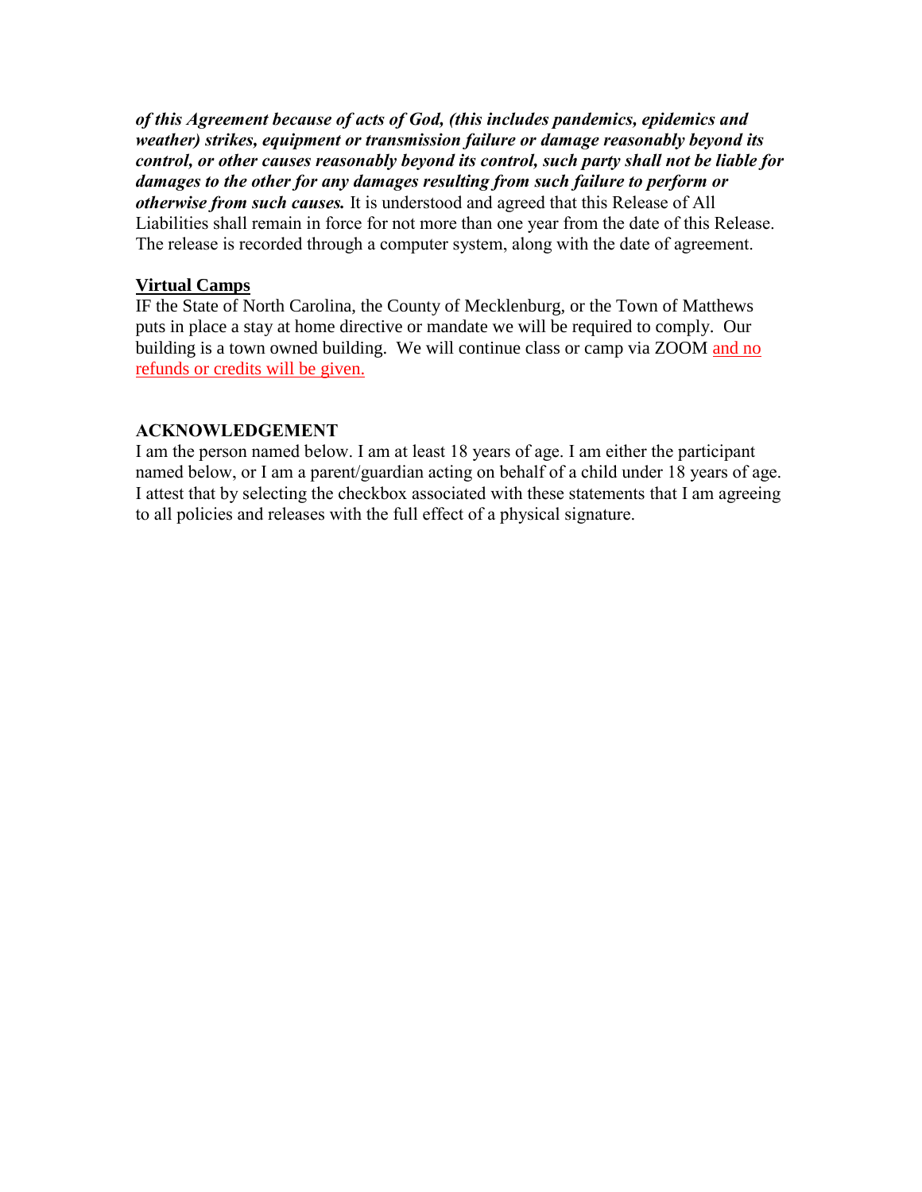***of this Agreement because of acts of God, (this includes pandemics, epidemics and weather) strikes, equipment or transmission failure or damage reasonably beyond its control, or other causes reasonably beyond its control, such party shall not be liable for damages to the other for any damages resulting from such failure to perform or otherwise from such causes.*** It is understood and agreed that this Release of All Liabilities shall remain in force for not more than one year from the date of this Release. The release is recorded through a computer system, along with the date of agreement.

**Virtual Camps**

IF the State of North Carolina, the County of Mecklenburg, or the Town of Matthews puts in place a stay at home directive or mandate we will be required to comply. Our building is a town owned building. We will continue class or camp via ZOOM and no refunds or credits will be given.

**ACKNOWLEDGEMENT**

I am the person named below. I am at least 18 years of age. I am either the participant named below, or I am a parent/guardian acting on behalf of a child under 18 years of age. I attest that by selecting the checkbox associated with these statements that I am agreeing to all policies and releases with the full effect of a physical signature.